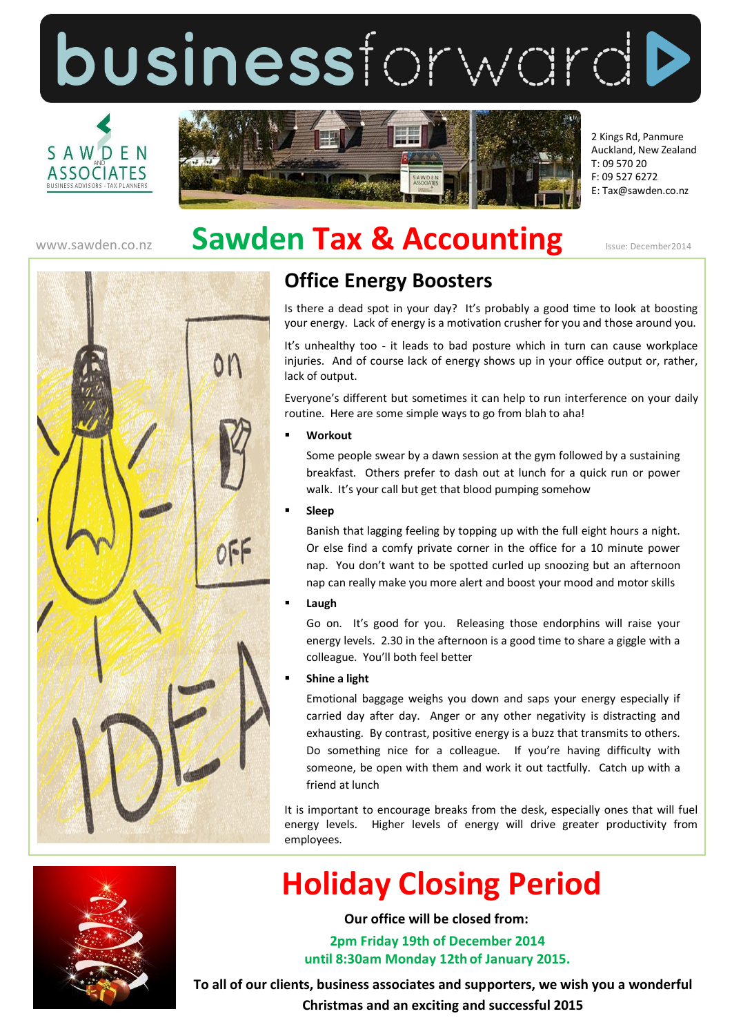# businessforward

SAWDEN AND ASSOCIATES
BUSINESS ADVISORS - TAX PLANNERS

2 Kings Rd, Panmure
Auckland, New Zealand
T: 09 570 20
F: 09 527 6272
E: Tax@sawden.co.nz

www.sawden.co.nz

# Sawden Tax & Accounting

Issue: December2014

## Office Energy Boosters

Is there a dead spot in your day? It's probably a good time to look at boosting your energy. Lack of energy is a motivation crusher for you and those around you.

It's unhealthy too - it leads to bad posture which in turn can cause workplace injuries. And of course lack of energy shows up in your office output or, rather, lack of output.

Everyone's different but sometimes it can help to run interference on your daily routine. Here are some simple ways to go from blah to aha!

- **Workout**

  Some people swear by a dawn session at the gym followed by a sustaining breakfast. Others prefer to dash out at lunch for a quick run or power walk. It's your call but get that blood pumping somehow

- **Sleep**

  Banish that lagging feeling by topping up with the full eight hours a night. Or else find a comfy private corner in the office for a 10 minute power nap. You don't want to be spotted curled up snoozing but an afternoon nap can really make you more alert and boost your mood and motor skills

- **Laugh**

  Go on. It's good for you. Releasing those endorphins will raise your energy levels. 2.30 in the afternoon is a good time to share a giggle with a colleague. You'll both feel better

- **Shine a light**

  Emotional baggage weighs you down and saps your energy especially if carried day after day. Anger or any other negativity is distracting and exhausting. By contrast, positive energy is a buzz that transmits to others. Do something nice for a colleague. If you're having difficulty with someone, be open with them and work it out tactfully. Catch up with a friend at lunch

It is important to encourage breaks from the desk, especially ones that will fuel energy levels. Higher levels of energy will drive greater productivity from employees.

# Holiday Closing Period

**Our office will be closed from:**

**2pm Friday 19th of December 2014**
**until 8:30am Monday 12th of January 2015.**

**To all of our clients, business associates and supporters, we wish you a wonderful Christmas and an exciting and successful 2015**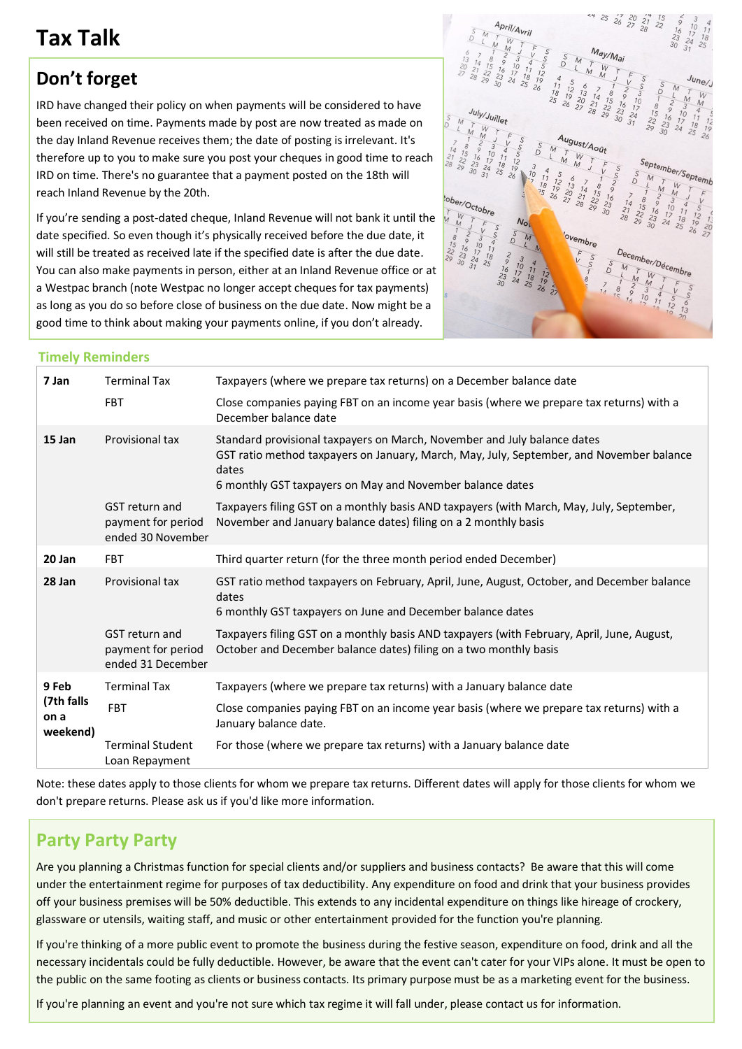# Tax Talk

## Don't forget

IRD have changed their policy on when payments will be considered to have been received on time. Payments made by post are now treated as made on the day Inland Revenue receives them; the date of posting is irrelevant. It's therefore up to you to make sure you post your cheques in good time to reach IRD on time. There's no guarantee that a payment posted on the 18th will reach Inland Revenue by the 20th.

If you're sending a post-dated cheque, Inland Revenue will not bank it until the date specified. So even though it's physically received before the due date, it will still be treated as received late if the specified date is after the due date. You can also make payments in person, either at an Inland Revenue office or at a Westpac branch (note Westpac no longer accept cheques for tax payments) as long as you do so before close of business on the due date. Now might be a good time to think about making your payments online, if you don't already.

### Timely Reminders

| Date | Item | Details |
|---|---|---|
| **7 Jan** | Terminal Tax | Taxpayers (where we prepare tax returns) on a December balance date |
| | FBT | Close companies paying FBT on an income year basis (where we prepare tax returns) with a December balance date |
| **15 Jan** | Provisional tax | Standard provisional taxpayers on March, November and July balance dates<br>GST ratio method taxpayers on January, March, May, July, September, and November balance dates<br>6 monthly GST taxpayers on May and November balance dates |
| | GST return and payment for period ended 30 November | Taxpayers filing GST on a monthly basis AND taxpayers (with March, May, July, September, November and January balance dates) filing on a 2 monthly basis |
| **20 Jan** | FBT | Third quarter return (for the three month period ended December) |
| **28 Jan** | Provisional tax | GST ratio method taxpayers on February, April, June, August, October, and December balance dates<br>6 monthly GST taxpayers on June and December balance dates |
| | GST return and payment for period ended 31 December | Taxpayers filing GST on a monthly basis AND taxpayers (with February, April, June, August, October and December balance dates) filing on a two monthly basis |
| **9 Feb (7th falls on a weekend)** | Terminal Tax | Taxpayers (where we prepare tax returns) with a January balance date |
| | FBT | Close companies paying FBT on an income year basis (where we prepare tax returns) with a January balance date. |
| | Terminal Student Loan Repayment | For those (where we prepare tax returns) with a January balance date |

Note: these dates apply to those clients for whom we prepare tax returns. Different dates will apply for those clients for whom we don't prepare returns. Please ask us if you'd like more information.

## Party Party Party

Are you planning a Christmas function for special clients and/or suppliers and business contacts? Be aware that this will come under the entertainment regime for purposes of tax deductibility. Any expenditure on food and drink that your business provides off your business premises will be 50% deductible. This extends to any incidental expenditure on things like hireage of crockery, glassware or utensils, waiting staff, and music or other entertainment provided for the function you're planning.

If you're thinking of a more public event to promote the business during the festive season, expenditure on food, drink and all the necessary incidentals could be fully deductible. However, be aware that the event can't cater for your VIPs alone. It must be open to the public on the same footing as clients or business contacts. Its primary purpose must be as a marketing event for the business.

If you're planning an event and you're not sure which tax regime it will fall under, please contact us for information.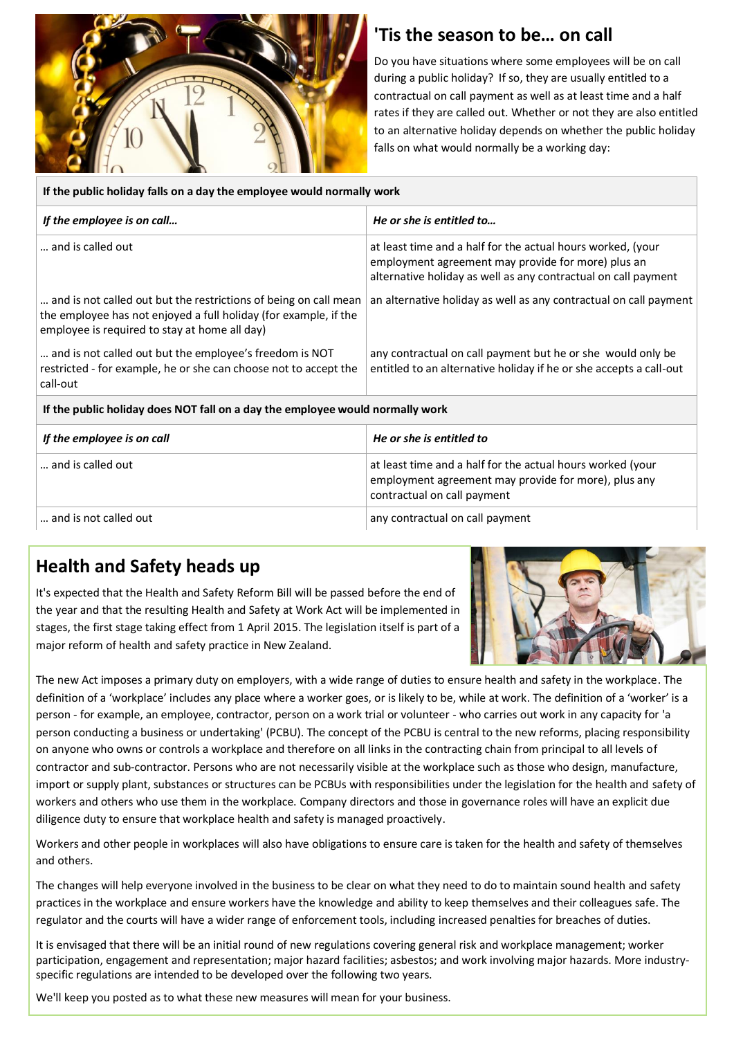## 'Tis the season to be… on call

Do you have situations where some employees will be on call during a public holiday? If so, they are usually entitled to a contractual on call payment as well as at least time and a half rates if they are called out. Whether or not they are also entitled to an alternative holiday depends on whether the public holiday falls on what would normally be a working day:

| **If the public holiday falls on a day the employee would normally work** | |
|---|---|
| ***If the employee is on call…*** | ***He or she is entitled to…*** |
| … and is called out | at least time and a half for the actual hours worked, (your employment agreement may provide for more) plus an alternative holiday as well as any contractual on call payment |
| … and is not called out but the restrictions of being on call mean the employee has not enjoyed a full holiday (for example, if the employee is required to stay at home all day) | an alternative holiday as well as any contractual on call payment |
| … and is not called out but the employee's freedom is NOT restricted - for example, he or she can choose not to accept the call-out | any contractual on call payment but he or she would only be entitled to an alternative holiday if he or she accepts a call-out |
| **If the public holiday does NOT fall on a day the employee would normally work** | |
| ***If the employee is on call*** | ***He or she is entitled to*** |
| … and is called out | at least time and a half for the actual hours worked (your employment agreement may provide for more), plus any contractual on call payment |
| … and is not called out | any contractual on call payment |

## Health and Safety heads up

It's expected that the Health and Safety Reform Bill will be passed before the end of the year and that the resulting Health and Safety at Work Act will be implemented in stages, the first stage taking effect from 1 April 2015. The legislation itself is part of a major reform of health and safety practice in New Zealand.

The new Act imposes a primary duty on employers, with a wide range of duties to ensure health and safety in the workplace. The definition of a 'workplace' includes any place where a worker goes, or is likely to be, while at work. The definition of a 'worker' is a person - for example, an employee, contractor, person on a work trial or volunteer - who carries out work in any capacity for 'a person conducting a business or undertaking' (PCBU). The concept of the PCBU is central to the new reforms, placing responsibility on anyone who owns or controls a workplace and therefore on all links in the contracting chain from principal to all levels of contractor and sub-contractor. Persons who are not necessarily visible at the workplace such as those who design, manufacture, import or supply plant, substances or structures can be PCBUs with responsibilities under the legislation for the health and safety of workers and others who use them in the workplace. Company directors and those in governance roles will have an explicit due diligence duty to ensure that workplace health and safety is managed proactively.

Workers and other people in workplaces will also have obligations to ensure care is taken for the health and safety of themselves and others.

The changes will help everyone involved in the business to be clear on what they need to do to maintain sound health and safety practices in the workplace and ensure workers have the knowledge and ability to keep themselves and their colleagues safe. The regulator and the courts will have a wider range of enforcement tools, including increased penalties for breaches of duties.

It is envisaged that there will be an initial round of new regulations covering general risk and workplace management; worker participation, engagement and representation; major hazard facilities; asbestos; and work involving major hazards. More industry-specific regulations are intended to be developed over the following two years.

We'll keep you posted as to what these new measures will mean for your business.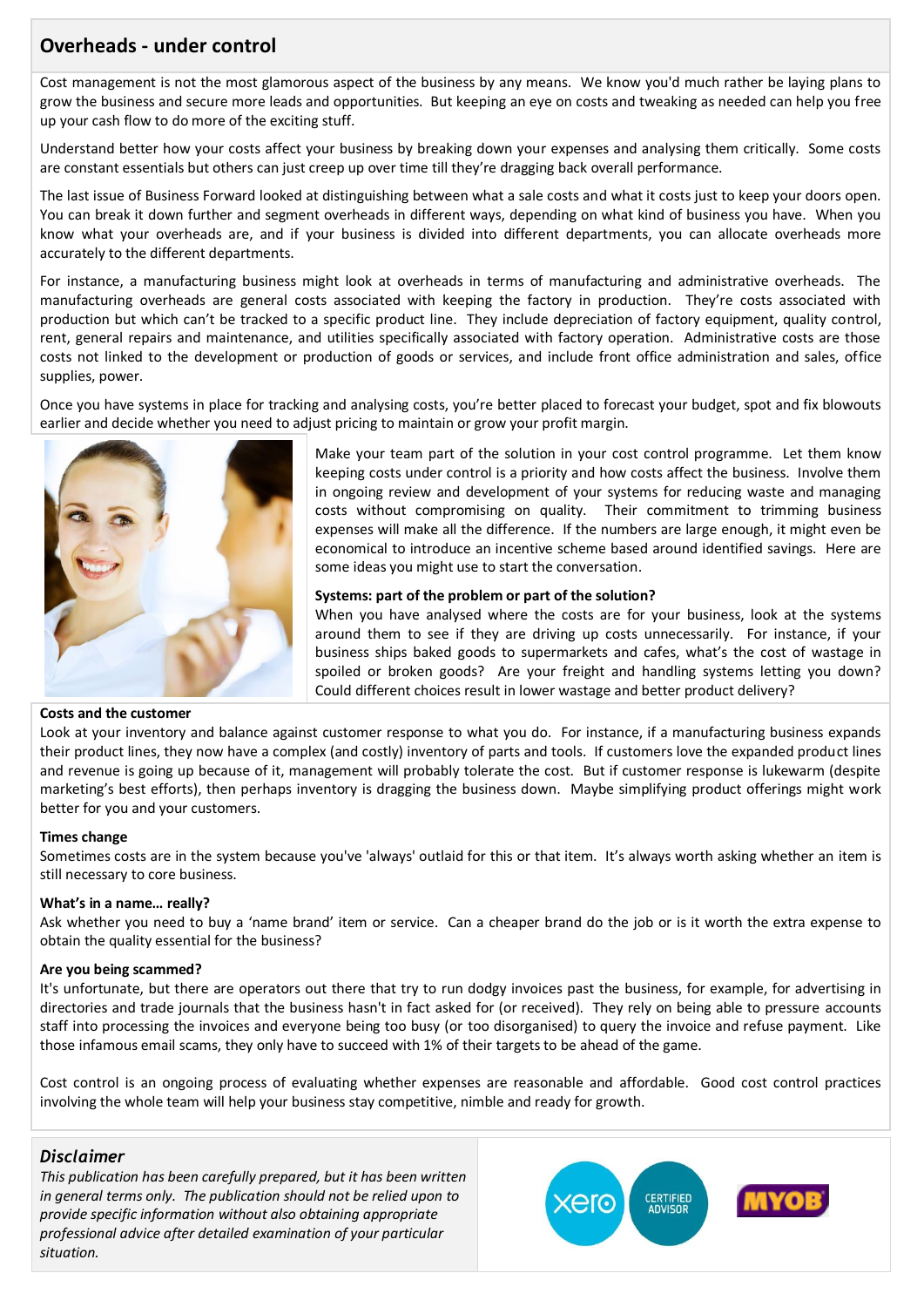## Overheads - under control

Cost management is not the most glamorous aspect of the business by any means. We know you'd much rather be laying plans to grow the business and secure more leads and opportunities. But keeping an eye on costs and tweaking as needed can help you free up your cash flow to do more of the exciting stuff.

Understand better how your costs affect your business by breaking down your expenses and analysing them critically. Some costs are constant essentials but others can just creep up over time till they're dragging back overall performance.

The last issue of Business Forward looked at distinguishing between what a sale costs and what it costs just to keep your doors open. You can break it down further and segment overheads in different ways, depending on what kind of business you have. When you know what your overheads are, and if your business is divided into different departments, you can allocate overheads more accurately to the different departments.

For instance, a manufacturing business might look at overheads in terms of manufacturing and administrative overheads. The manufacturing overheads are general costs associated with keeping the factory in production. They're costs associated with production but which can't be tracked to a specific product line. They include depreciation of factory equipment, quality control, rent, general repairs and maintenance, and utilities specifically associated with factory operation. Administrative costs are those costs not linked to the development or production of goods or services, and include front office administration and sales, office supplies, power.

Once you have systems in place for tracking and analysing costs, you're better placed to forecast your budget, spot and fix blowouts earlier and decide whether you need to adjust pricing to maintain or grow your profit margin.

Make your team part of the solution in your cost control programme. Let them know keeping costs under control is a priority and how costs affect the business. Involve them in ongoing review and development of your systems for reducing waste and managing costs without compromising on quality. Their commitment to trimming business expenses will make all the difference. If the numbers are large enough, it might even be economical to introduce an incentive scheme based around identified savings. Here are some ideas you might use to start the conversation.

**Systems: part of the problem or part of the solution?**
When you have analysed where the costs are for your business, look at the systems around them to see if they are driving up costs unnecessarily. For instance, if your business ships baked goods to supermarkets and cafes, what's the cost of wastage in spoiled or broken goods? Are your freight and handling systems letting you down? Could different choices result in lower wastage and better product delivery?

**Costs and the customer**
Look at your inventory and balance against customer response to what you do. For instance, if a manufacturing business expands their product lines, they now have a complex (and costly) inventory of parts and tools. If customers love the expanded product lines and revenue is going up because of it, management will probably tolerate the cost. But if customer response is lukewarm (despite marketing's best efforts), then perhaps inventory is dragging the business down. Maybe simplifying product offerings might work better for you and your customers.

**Times change**
Sometimes costs are in the system because you've 'always' outlaid for this or that item. It's always worth asking whether an item is still necessary to core business.

**What's in a name… really?**
Ask whether you need to buy a 'name brand' item or service. Can a cheaper brand do the job or is it worth the extra expense to obtain the quality essential for the business?

**Are you being scammed?**
It's unfortunate, but there are operators out there that try to run dodgy invoices past the business, for example, for advertising in directories and trade journals that the business hasn't in fact asked for (or received). They rely on being able to pressure accounts staff into processing the invoices and everyone being too busy (or too disorganised) to query the invoice and refuse payment. Like those infamous email scams, they only have to succeed with 1% of their targets to be ahead of the game.

Cost control is an ongoing process of evaluating whether expenses are reasonable and affordable. Good cost control practices involving the whole team will help your business stay competitive, nimble and ready for growth.

### *Disclaimer*

*This publication has been carefully prepared, but it has been written in general terms only. The publication should not be relied upon to provide specific information without also obtaining appropriate professional advice after detailed examination of your particular situation.*

xero CERTIFIED ADVISOR

MYOB